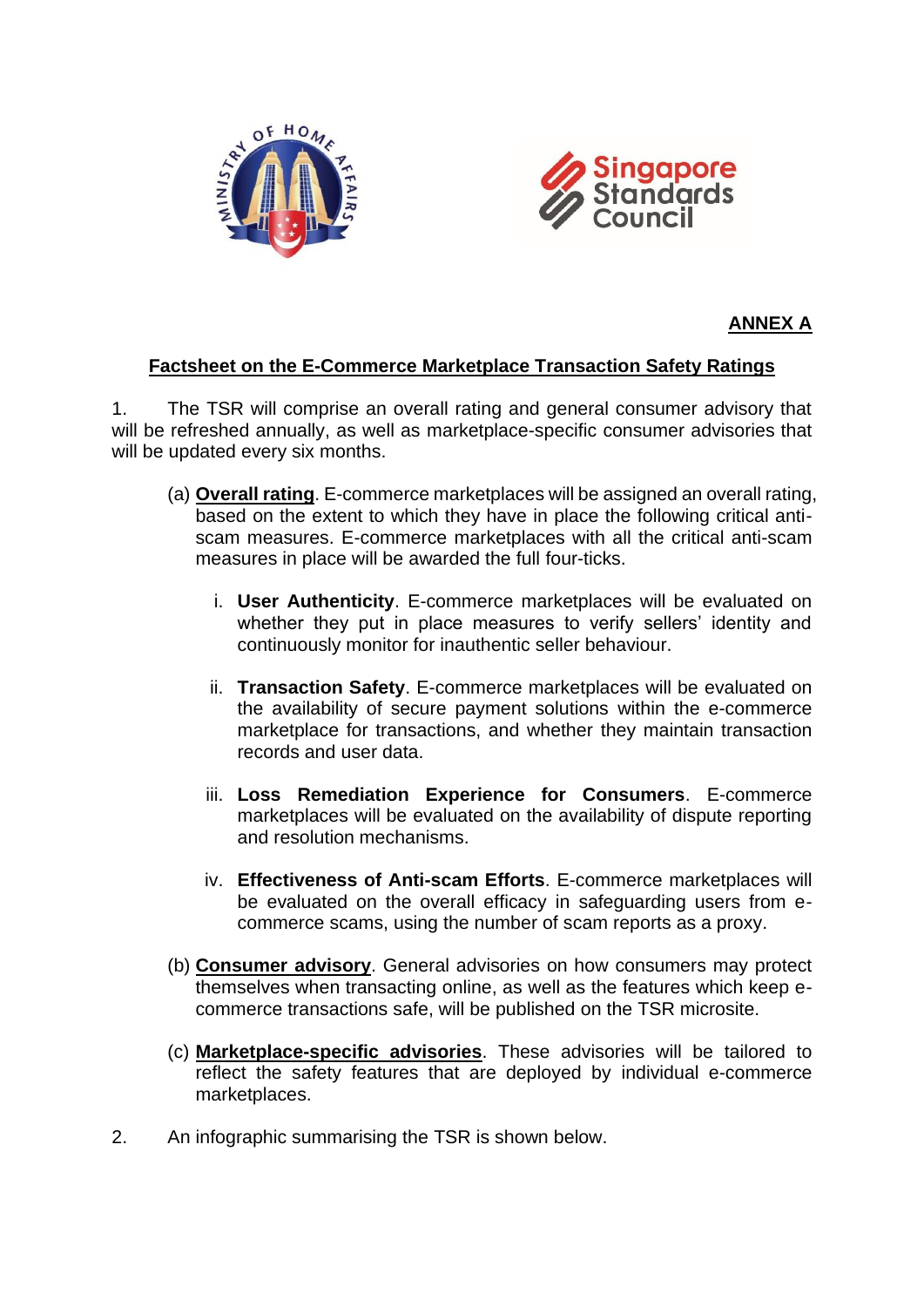**ANNEX A**

## Factsheet on the E-Commerce Marketplace Transaction Safety Ratings

1. The TSR will comprise an overall rating and general consumer advisory that will be refreshed annually, as well as marketplace-specific consumer advisories that will be updated every six months.

   (a) **Overall rating**. E-commerce marketplaces will be assigned an overall rating, based on the extent to which they have in place the following critical anti-scam measures. E-commerce marketplaces with all the critical anti-scam measures in place will be awarded the full four-ticks.

   i. **User Authenticity**. E-commerce marketplaces will be evaluated on whether they put in place measures to verify sellers' identity and continuously monitor for inauthentic seller behaviour.

   ii. **Transaction Safety**. E-commerce marketplaces will be evaluated on the availability of secure payment solutions within the e-commerce marketplace for transactions, and whether they maintain transaction records and user data.

   iii. **Loss Remediation Experience for Consumers**. E-commerce marketplaces will be evaluated on the availability of dispute reporting and resolution mechanisms.

   iv. **Effectiveness of Anti-scam Efforts**. E-commerce marketplaces will be evaluated on the overall efficacy in safeguarding users from e-commerce scams, using the number of scam reports as a proxy.

   (b) **Consumer advisory**. General advisories on how consumers may protect themselves when transacting online, as well as the features which keep e-commerce transactions safe, will be published on the TSR microsite.

   (c) **Marketplace-specific advisories**. These advisories will be tailored to reflect the safety features that are deployed by individual e-commerce marketplaces.

2. An infographic summarising the TSR is shown below.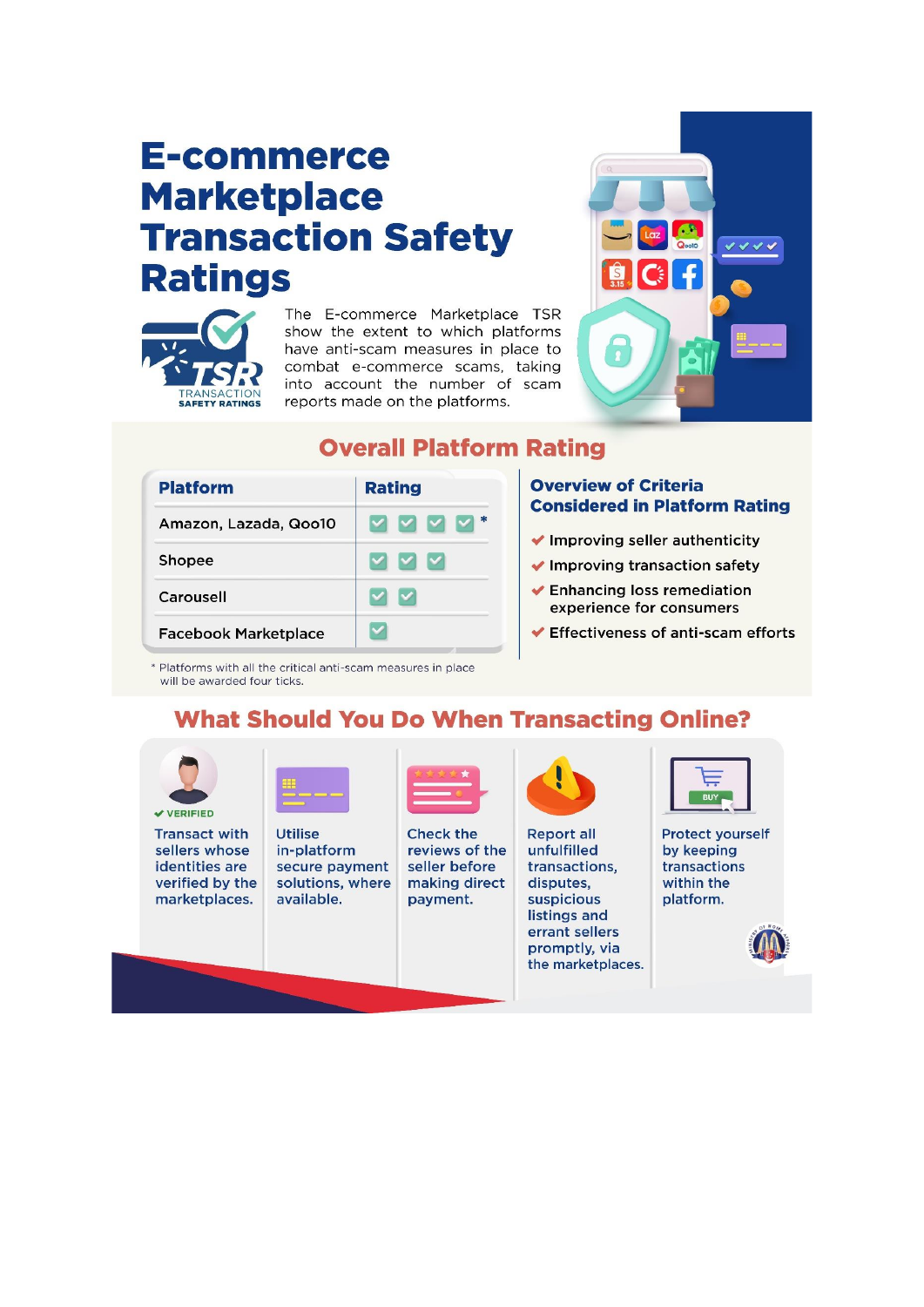# E-commerce Marketplace Transaction Safety Ratings

TSR TRANSACTION SAFETY RATINGS

The E-commerce Marketplace TSR show the extent to which platforms have anti-scam measures in place to combat e-commerce scams, taking into account the number of scam reports made on the platforms.

## Overall Platform Rating

| Platform | Rating |
|---|---|
| Amazon, Lazada, Qoo10 | ✔ ✔ ✔ ✔ * |
| Shopee | ✔ ✔ ✔ |
| Carousell | ✔ ✔ |
| Facebook Marketplace | ✔ |

* Platforms with all the critical anti-scam measures in place will be awarded four ticks.

### Overview of Criteria Considered in Platform Rating

- Improving seller authenticity
- Improving transaction safety
- Enhancing loss remediation experience for consumers
- Effectiveness of anti-scam efforts

## What Should You Do When Transacting Online?

- Transact with sellers whose identities are verified by the marketplaces.
- Utilise in-platform secure payment solutions, where available.
- Check the reviews of the seller before making direct payment.
- Report all unfulfilled transactions, disputes, suspicious listings and errant sellers promptly, via the marketplaces.
- Protect yourself by keeping transactions within the platform.